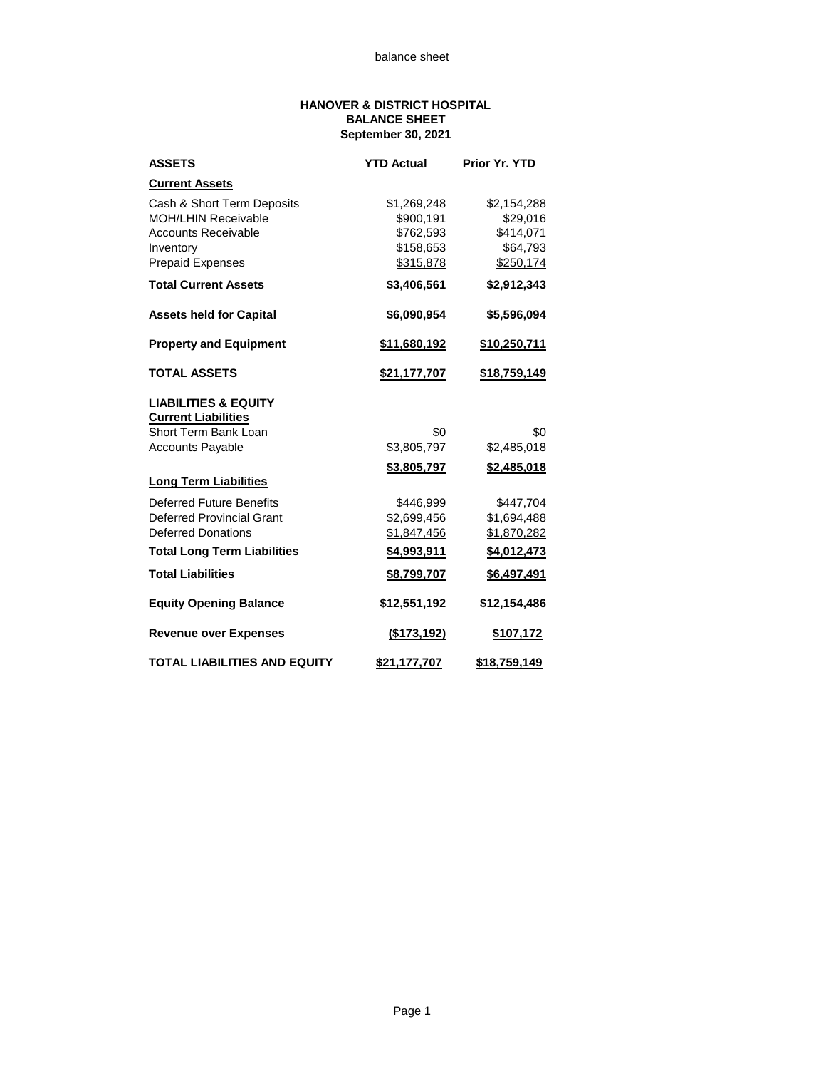# HANOVER & DISTRICT HOSPITAL
## BALANCE SHEET
### September 30, 2021

| ASSETS | YTD Actual | Prior Yr. YTD |
|---|---|---|
| **Current Assets** | | |
| Cash & Short Term Deposits | $1,269,248 | $2,154,288 |
| MOH/LHIN Receivable | $900,191 | $29,016 |
| Accounts Receivable | $762,593 | $414,071 |
| Inventory | $158,653 | $64,793 |
| Prepaid Expenses | $315,878 | $250,174 |
| **Total Current Assets** | **$3,406,561** | **$2,912,343** |
| **Assets held for Capital** | **$6,090,954** | **$5,596,094** |
| **Property and Equipment** | **$11,680,192** | **$10,250,711** |
| **TOTAL ASSETS** | **$21,177,707** | **$18,759,149** |
| **LIABILITIES & EQUITY** | | |
| **Current Liabilities** | | |
| Short Term Bank Loan | $0 | $0 |
| Accounts Payable | $3,805,797 | $2,485,018 |
| | **$3,805,797** | **$2,485,018** |
| **Long Term Liabilities** | | |
| Deferred Future Benefits | $446,999 | $447,704 |
| Deferred Provincial Grant | $2,699,456 | $1,694,488 |
| Deferred Donations | $1,847,456 | $1,870,282 |
| **Total Long Term Liabilities** | **$4,993,911** | **$4,012,473** |
| **Total Liabilities** | **$8,799,707** | **$6,497,491** |
| **Equity Opening Balance** | **$12,551,192** | **$12,154,486** |
| **Revenue over Expenses** | **($173,192)** | **$107,172** |
| **TOTAL LIABILITIES AND EQUITY** | **$21,177,707** | **$18,759,149** |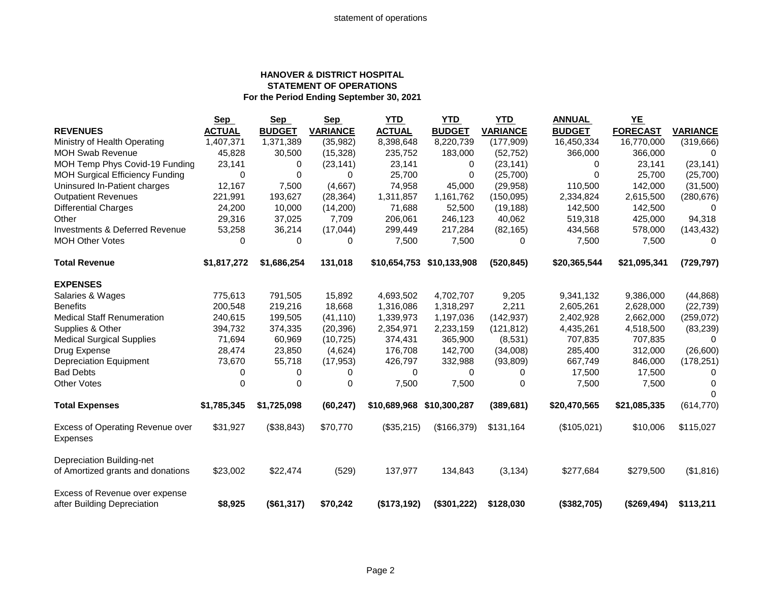statement of operations

**HANOVER & DISTRICT HOSPITAL**
**STATEMENT OF OPERATIONS**
**For the Period Ending September 30, 2021**

| REVENUES | Sep ACTUAL | Sep BUDGET | Sep VARIANCE | YTD ACTUAL | YTD BUDGET | YTD VARIANCE | ANNUAL BUDGET | YE FORECAST | VARIANCE |
|---|---|---|---|---|---|---|---|---|---|
| Ministry of Health Operating | 1,407,371 | 1,371,389 | (35,982) | 8,398,648 | 8,220,739 | (177,909) | 16,450,334 | 16,770,000 | (319,666) |
| MOH Swab Revenue | 45,828 | 30,500 | (15,328) | 235,752 | 183,000 | (52,752) | 366,000 | 366,000 | 0 |
| MOH Temp Phys Covid-19 Funding | 23,141 | 0 | (23,141) | 23,141 | 0 | (23,141) | 0 | 23,141 | (23,141) |
| MOH Surgical Efficiency Funding | 0 | 0 | 0 | 25,700 | 0 | (25,700) | 0 | 25,700 | (25,700) |
| Uninsured In-Patient charges | 12,167 | 7,500 | (4,667) | 74,958 | 45,000 | (29,958) | 110,500 | 142,000 | (31,500) |
| Outpatient Revenues | 221,991 | 193,627 | (28,364) | 1,311,857 | 1,161,762 | (150,095) | 2,334,824 | 2,615,500 | (280,676) |
| Differential Charges | 24,200 | 10,000 | (14,200) | 71,688 | 52,500 | (19,188) | 142,500 | 142,500 | 0 |
| Other | 29,316 | 37,025 | 7,709 | 206,061 | 246,123 | 40,062 | 519,318 | 425,000 | 94,318 |
| Investments & Deferred Revenue | 53,258 | 36,214 | (17,044) | 299,449 | 217,284 | (82,165) | 434,568 | 578,000 | (143,432) |
| MOH Other Votes | 0 | 0 | 0 | 7,500 | 7,500 | 0 | 7,500 | 7,500 | 0 |
| **Total Revenue** | **$1,817,272** | **$1,686,254** | **131,018** | **$10,654,753** | **$10,133,908** | **(520,845)** | **$20,365,544** | **$21,095,341** | **(729,797)** |
| **EXPENSES** | | | | | | | | | |
| Salaries & Wages | 775,613 | 791,505 | 15,892 | 4,693,502 | 4,702,707 | 9,205 | 9,341,132 | 9,386,000 | (44,868) |
| Benefits | 200,548 | 219,216 | 18,668 | 1,316,086 | 1,318,297 | 2,211 | 2,605,261 | 2,628,000 | (22,739) |
| Medical Staff Renumeration | 240,615 | 199,505 | (41,110) | 1,339,973 | 1,197,036 | (142,937) | 2,402,928 | 2,662,000 | (259,072) |
| Supplies & Other | 394,732 | 374,335 | (20,396) | 2,354,971 | 2,233,159 | (121,812) | 4,435,261 | 4,518,500 | (83,239) |
| Medical Surgical Supplies | 71,694 | 60,969 | (10,725) | 374,431 | 365,900 | (8,531) | 707,835 | 707,835 | 0 |
| Drug Expense | 28,474 | 23,850 | (4,624) | 176,708 | 142,700 | (34,008) | 285,400 | 312,000 | (26,600) |
| Depreciation Equipment | 73,670 | 55,718 | (17,953) | 426,797 | 332,988 | (93,809) | 667,749 | 846,000 | (178,251) |
| Bad Debts | 0 | 0 | 0 | 0 | 0 | 0 | 17,500 | 17,500 | 0 |
| Other Votes | 0 | 0 | 0 | 7,500 | 7,500 | 0 | 7,500 | 7,500 | 0 |
| | | | | | | | | | 0 |
| **Total Expenses** | **$1,785,345** | **$1,725,098** | **(60,247)** | **$10,689,968** | **$10,300,287** | **(389,681)** | **$20,470,565** | **$21,085,335** | (614,770) |
| Excess of Operating Revenue over Expenses | $31,927 | ($38,843) | $70,770 | ($35,215) | ($166,379) | $131,164 | ($105,021) | $10,006 | $115,027 |
| Depreciation Building-net of Amortized grants and donations | $23,002 | $22,474 | (529) | 137,977 | 134,843 | (3,134) | $277,684 | $279,500 | ($1,816) |
| Excess of Revenue over expense after Building Depreciation | **$8,925** | **($61,317)** | **$70,242** | **($173,192)** | **($301,222)** | **$128,030** | **($382,705)** | **($269,494)** | **$113,211** |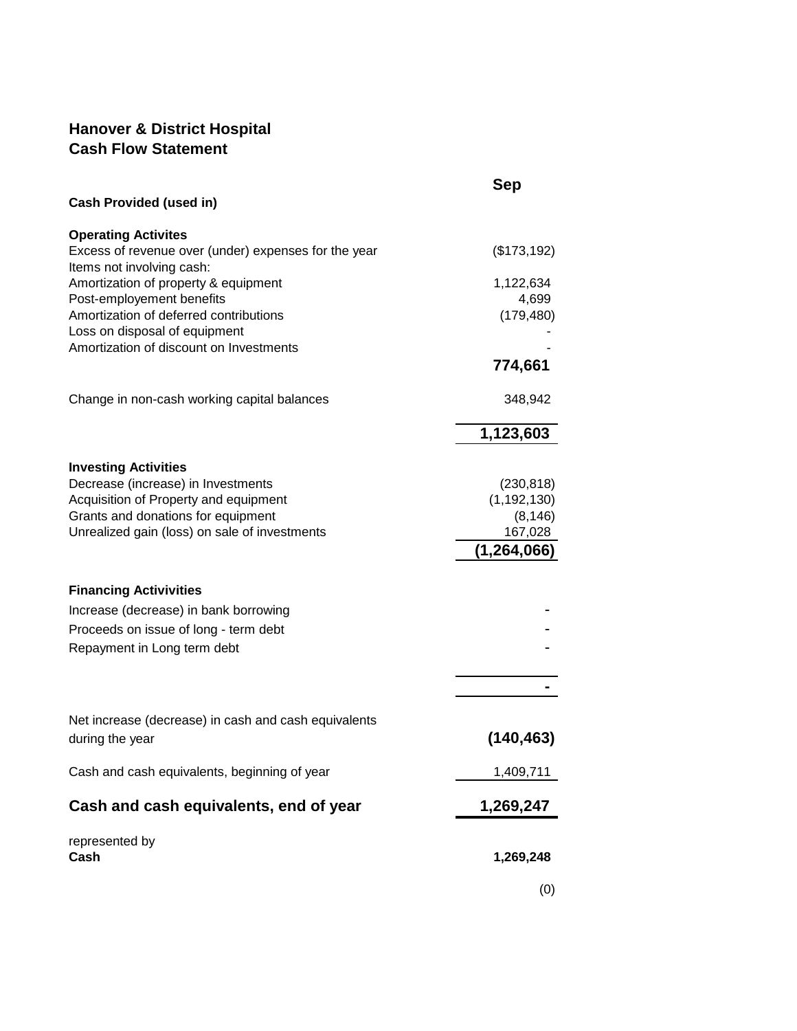**Hanover & District Hospital**
**Cash Flow Statement**

| | Sep |
|---|---|
| **Cash Provided (used in)** | |
| | |
| **Operating Activites** | |
| Excess of revenue over (under) expenses for the year | ($173,192) |
| Items not involving cash: | |
| Amortization of property & equipment | 1,122,634 |
| Post-employement benefits | 4,699 |
| Amortization of deferred contributions | (179,480) |
| Loss on disposal of equipment | - |
| Amortization of discount on Investments | - |
| | **774,661** |
| Change in non-cash working capital balances | 348,942 |
| | **1,123,603** |
| | |
| **Investing Activities** | |
| Decrease (increase) in Investments | (230,818) |
| Acquisition of Property and equipment | (1,192,130) |
| Grants and donations for equipment | (8,146) |
| Unrealized gain (loss) on sale of investments | 167,028 |
| | **(1,264,066)** |
| | |
| **Financing Activivities** | |
| Increase (decrease) in bank borrowing | - |
| Proceeds on issue of long - term debt | - |
| Repayment in Long term debt | - |
| | **-** |
| | |
| Net increase (decrease) in cash and cash equivalents during the year | **(140,463)** |
| Cash and cash equivalents, beginning of year | 1,409,711 |
| **Cash and cash equivalents, end of year** | **1,269,247** |
| | |
| represented by | |
| **Cash** | **1,269,248** |
| | (0) |